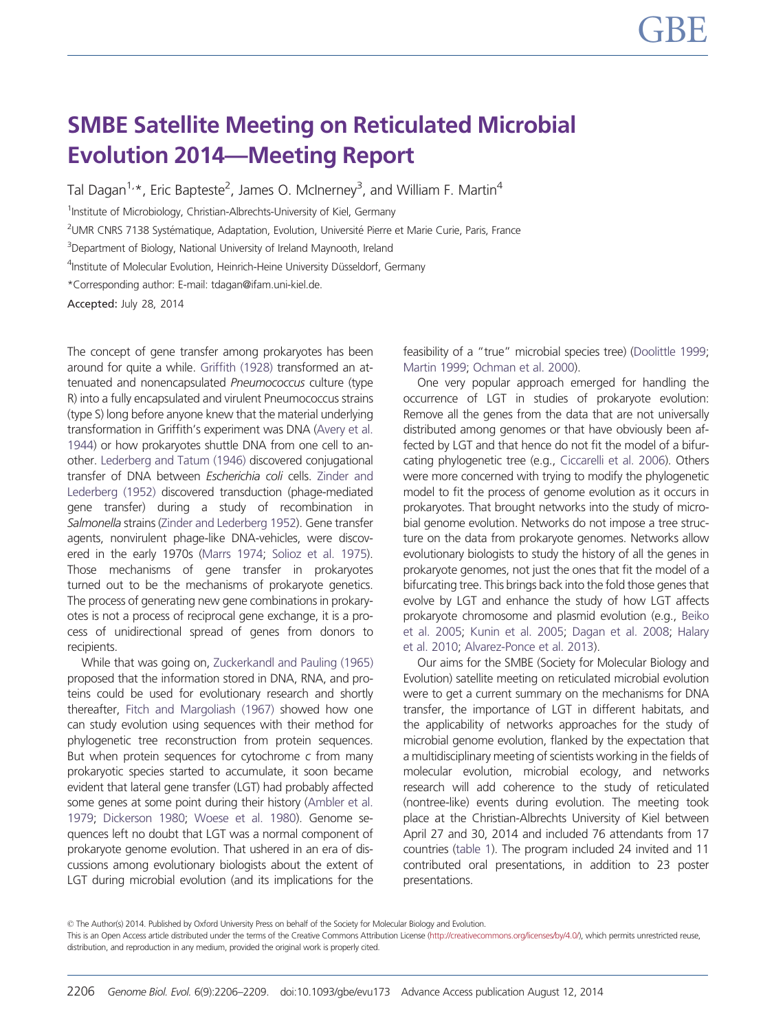# SMBE Satellite Meeting on Reticulated Microbial Evolution 2014—Meeting Report

Tal Dagan[1,*], Eric Bapteste[2], James O. McInerney[3], and William F. Martin[4]

[1]Institute of Microbiology, Christian-Albrechts-University of Kiel, Germany

[2]UMR CNRS 7138 Systématique, Adaptation, Evolution, Université Pierre et Marie Curie, Paris, France

[3]Department of Biology, National University of Ireland Maynooth, Ireland

[4]Institute of Molecular Evolution, Heinrich-Heine University Düsseldorf, Germany

*Corresponding author: E-mail: tdagan@ifam.uni-kiel.de.

**Accepted:** July 28, 2014

The concept of gene transfer among prokaryotes has been around for quite a while. Griffith (1928) transformed an attenuated and nonencapsulated *Pneumococcus* culture (type R) into a fully encapsulated and virulent Pneumococcus strains (type S) long before anyone knew that the material underlying transformation in Griffith's experiment was DNA (Avery et al. 1944) or how prokaryotes shuttle DNA from one cell to another. Lederberg and Tatum (1946) discovered conjugational transfer of DNA between *Escherichia coli* cells. Zinder and Lederberg (1952) discovered transduction (phage-mediated gene transfer) during a study of recombination in *Salmonella* strains (Zinder and Lederberg 1952). Gene transfer agents, nonvirulent phage-like DNA-vehicles, were discovered in the early 1970s (Marrs 1974; Solioz et al. 1975). Those mechanisms of gene transfer in prokaryotes turned out to be the mechanisms of prokaryote genetics. The process of generating new gene combinations in prokaryotes is not a process of reciprocal gene exchange, it is a process of unidirectional spread of genes from donors to recipients.

While that was going on, Zuckerkandl and Pauling (1965) proposed that the information stored in DNA, RNA, and proteins could be used for evolutionary research and shortly thereafter, Fitch and Margoliash (1967) showed how one can study evolution using sequences with their method for phylogenetic tree reconstruction from protein sequences. But when protein sequences for cytochrome c from many prokaryotic species started to accumulate, it soon became evident that lateral gene transfer (LGT) had probably affected some genes at some point during their history (Ambler et al. 1979; Dickerson 1980; Woese et al. 1980). Genome sequences left no doubt that LGT was a normal component of prokaryote genome evolution. That ushered in an era of discussions among evolutionary biologists about the extent of LGT during microbial evolution (and its implications for the feasibility of a "true" microbial species tree) (Doolittle 1999; Martin 1999; Ochman et al. 2000).

One very popular approach emerged for handling the occurrence of LGT in studies of prokaryote evolution: Remove all the genes from the data that are not universally distributed among genomes or that have obviously been affected by LGT and that hence do not fit the model of a bifurcating phylogenetic tree (e.g., Ciccarelli et al. 2006). Others were more concerned with trying to modify the phylogenetic model to fit the process of genome evolution as it occurs in prokaryotes. That brought networks into the study of microbial genome evolution. Networks do not impose a tree structure on the data from prokaryote genomes. Networks allow evolutionary biologists to study the history of all the genes in prokaryote genomes, not just the ones that fit the model of a bifurcating tree. This brings back into the fold those genes that evolve by LGT and enhance the study of how LGT affects prokaryote chromosome and plasmid evolution (e.g., Beiko et al. 2005; Kunin et al. 2005; Dagan et al. 2008; Halary et al. 2010; Alvarez-Ponce et al. 2013).

Our aims for the SMBE (Society for Molecular Biology and Evolution) satellite meeting on reticulated microbial evolution were to get a current summary on the mechanisms for DNA transfer, the importance of LGT in different habitats, and the applicability of networks approaches for the study of microbial genome evolution, flanked by the expectation that a multidisciplinary meeting of scientists working in the fields of molecular evolution, microbial ecology, and networks research will add coherence to the study of reticulated (nontree-like) events during evolution. The meeting took place at the Christian-Albrechts University of Kiel between April 27 and 30, 2014 and included 76 attendants from 17 countries (table 1). The program included 24 invited and 11 contributed oral presentations, in addition to 23 poster presentations.

© The Author(s) 2014. Published by Oxford University Press on behalf of the Society for Molecular Biology and Evolution.
This is an Open Access article distributed under the terms of the Creative Commons Attribution License (http://creativecommons.org/licenses/by/4.0/), which permits unrestricted reuse, distribution, and reproduction in any medium, provided the original work is properly cited.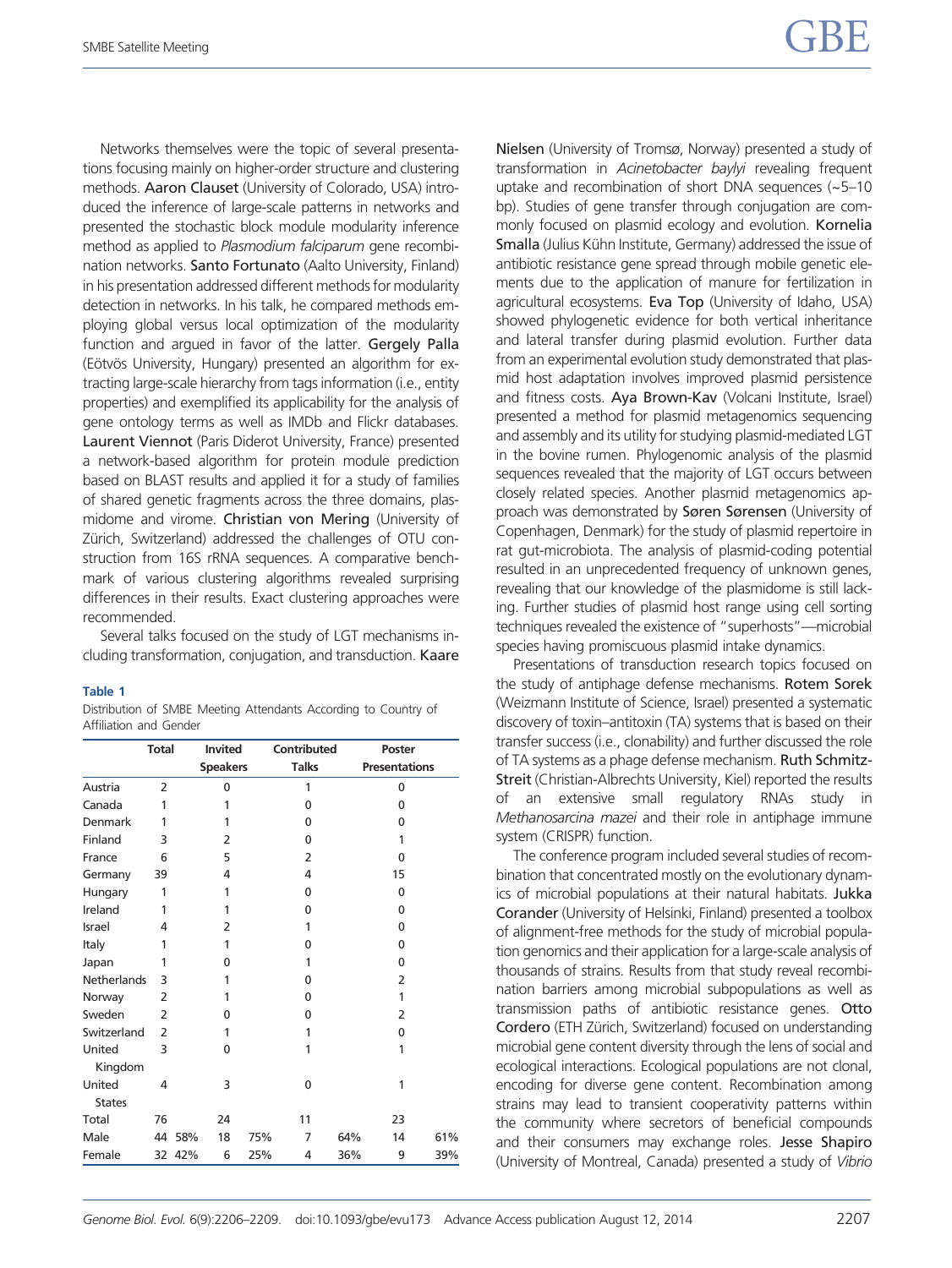Networks themselves were the topic of several presentations focusing mainly on higher-order structure and clustering methods. **Aaron Clauset** (University of Colorado, USA) introduced the inference of large-scale patterns in networks and presented the stochastic block module modularity inference method as applied to *Plasmodium falciparum* gene recombination networks. **Santo Fortunato** (Aalto University, Finland) in his presentation addressed different methods for modularity detection in networks. In his talk, he compared methods employing global versus local optimization of the modularity function and argued in favor of the latter. **Gergely Palla** (Eötvös University, Hungary) presented an algorithm for extracting large-scale hierarchy from tags information (i.e., entity properties) and exemplified its applicability for the analysis of gene ontology terms as well as IMDb and Flickr databases. **Laurent Viennot** (Paris Diderot University, France) presented a network-based algorithm for protein module prediction based on BLAST results and applied it for a study of families of shared genetic fragments across the three domains, plasmidome and virome. **Christian von Mering** (University of Zürich, Switzerland) addressed the challenges of OTU construction from 16S rRNA sequences. A comparative benchmark of various clustering algorithms revealed surprising differences in their results. Exact clustering approaches were recommended.

Several talks focused on the study of LGT mechanisms including transformation, conjugation, and transduction. **Kaare Nielsen** (University of Tromsø, Norway) presented a study of transformation in *Acinetobacter baylyi* revealing frequent uptake and recombination of short DNA sequences (~5–10 bp). Studies of gene transfer through conjugation are commonly focused on plasmid ecology and evolution. **Kornelia Smalla** (Julius Kühn Institute, Germany) addressed the issue of antibiotic resistance gene spread through mobile genetic elements due to the application of manure for fertilization in agricultural ecosystems. **Eva Top** (University of Idaho, USA) showed phylogenetic evidence for both vertical inheritance and lateral transfer during plasmid evolution. Further data from an experimental evolution study demonstrated that plasmid host adaptation involves improved plasmid persistence and fitness costs. **Aya Brown-Kav** (Volcani Institute, Israel) presented a method for plasmid metagenomics sequencing and assembly and its utility for studying plasmid-mediated LGT in the bovine rumen. Phylogenomic analysis of the plasmid sequences revealed that the majority of LGT occurs between closely related species. Another plasmid metagenomics approach was demonstrated by **Søren Sørensen** (University of Copenhagen, Denmark) for the study of plasmid repertoire in rat gut-microbiota. The analysis of plasmid-coding potential resulted in an unprecedented frequency of unknown genes, revealing that our knowledge of the plasmidome is still lacking. Further studies of plasmid host range using cell sorting techniques revealed the existence of "superhosts"—microbial species having promiscuous plasmid intake dynamics.

**Table 1**
Distribution of SMBE Meeting Attendants According to Country of Affiliation and Gender

| | Total | | Invited Speakers | | Contributed Talks | | Poster Presentations | |
|---|---|---|---|---|---|---|---|---|
| Austria | 2 | | 0 | | 1 | | 0 | |
| Canada | 1 | | 1 | | 0 | | 0 | |
| Denmark | 1 | | 1 | | 0 | | 0 | |
| Finland | 3 | | 2 | | 0 | | 1 | |
| France | 6 | | 5 | | 2 | | 0 | |
| Germany | 39 | | 4 | | 4 | | 15 | |
| Hungary | 1 | | 1 | | 0 | | 0 | |
| Ireland | 1 | | 1 | | 0 | | 0 | |
| Israel | 4 | | 2 | | 1 | | 0 | |
| Italy | 1 | | 1 | | 0 | | 0 | |
| Japan | 1 | | 0 | | 1 | | 0 | |
| Netherlands | 3 | | 1 | | 0 | | 2 | |
| Norway | 2 | | 1 | | 0 | | 1 | |
| Sweden | 2 | | 0 | | 0 | | 2 | |
| Switzerland | 2 | | 1 | | 1 | | 0 | |
| United Kingdom | 3 | | 0 | | 1 | | 1 | |
| United States | 4 | | 3 | | 0 | | 1 | |
| Total | 76 | | 24 | | 11 | | 23 | |
| Male | 44 | 58% | 18 | 75% | 7 | 64% | 14 | 61% |
| Female | 32 | 42% | 6 | 25% | 4 | 36% | 9 | 39% |

Presentations of transduction research topics focused on the study of antiphage defense mechanisms. **Rotem Sorek** (Weizmann Institute of Science, Israel) presented a systematic discovery of toxin–antitoxin (TA) systems that is based on their transfer success (i.e., clonability) and further discussed the role of TA systems as a phage defense mechanism. **Ruth Schmitz-Streit** (Christian-Albrechts University, Kiel) reported the results of an extensive small regulatory RNAs study in *Methanosarcina mazei* and their role in antiphage immune system (CRISPR) function.

The conference program included several studies of recombination that concentrated mostly on the evolutionary dynamics of microbial populations at their natural habitats. **Jukka Corander** (University of Helsinki, Finland) presented a toolbox of alignment-free methods for the study of microbial population genomics and their application for a large-scale analysis of thousands of strains. Results from that study reveal recombination barriers among microbial subpopulations as well as transmission paths of antibiotic resistance genes. **Otto Cordero** (ETH Zürich, Switzerland) focused on understanding microbial gene content diversity through the lens of social and ecological interactions. Ecological populations are not clonal, encoding for diverse gene content. Recombination among strains may lead to transient cooperativity patterns within the community where secretors of beneficial compounds and their consumers may exchange roles. **Jesse Shapiro** (University of Montreal, Canada) presented a study of *Vibrio*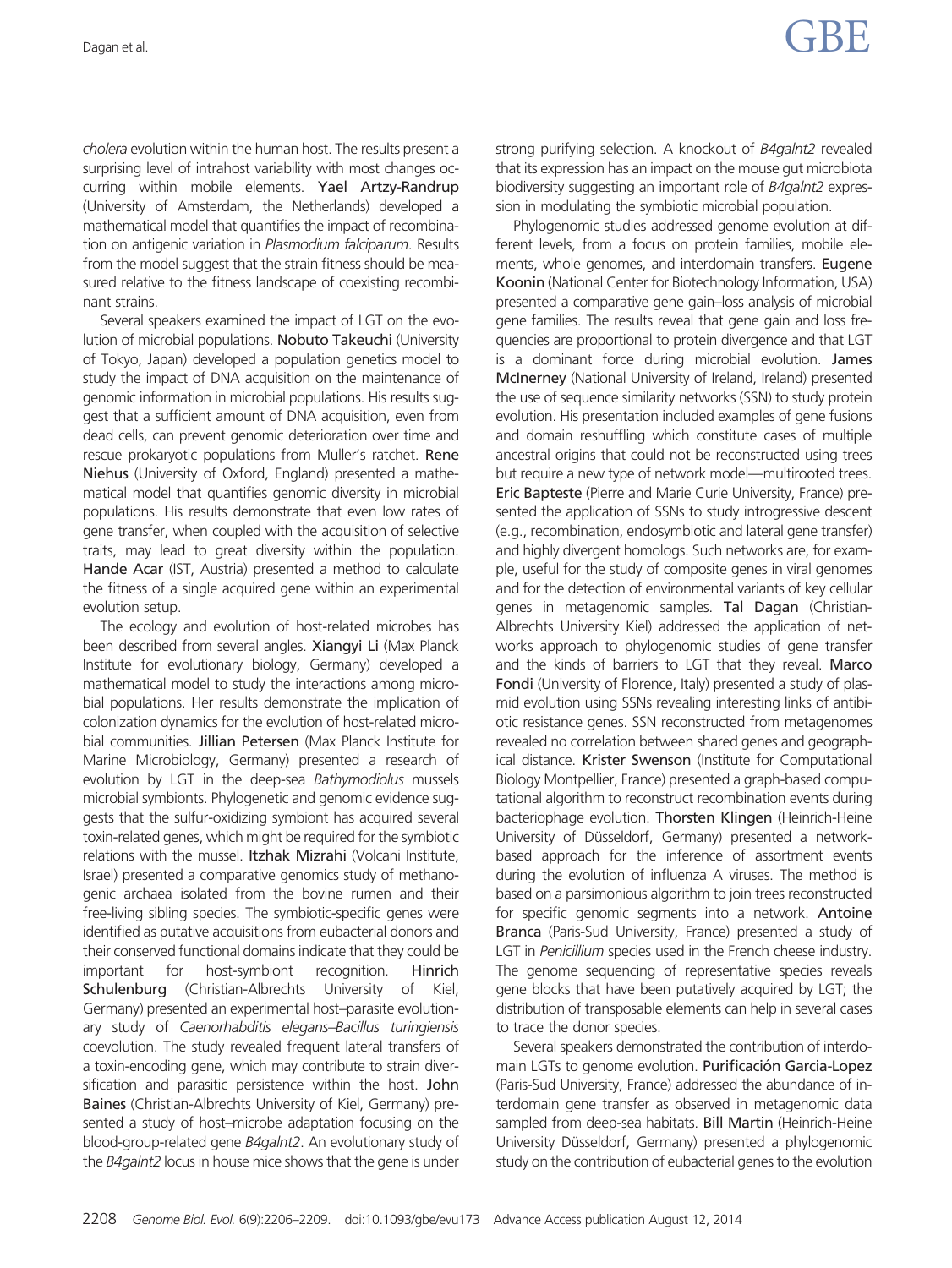*cholera* evolution within the human host. The results present a surprising level of intrahost variability with most changes occurring within mobile elements. **Yael Artzy-Randrup** (University of Amsterdam, the Netherlands) developed a mathematical model that quantifies the impact of recombination on antigenic variation in *Plasmodium falciparum*. Results from the model suggest that the strain fitness should be measured relative to the fitness landscape of coexisting recombinant strains.

Several speakers examined the impact of LGT on the evolution of microbial populations. **Nobuto Takeuchi** (University of Tokyo, Japan) developed a population genetics model to study the impact of DNA acquisition on the maintenance of genomic information in microbial populations. His results suggest that a sufficient amount of DNA acquisition, even from dead cells, can prevent genomic deterioration over time and rescue prokaryotic populations from Muller's ratchet. **Rene Niehus** (University of Oxford, England) presented a mathematical model that quantifies genomic diversity in microbial populations. His results demonstrate that even low rates of gene transfer, when coupled with the acquisition of selective traits, may lead to great diversity within the population. **Hande Acar** (IST, Austria) presented a method to calculate the fitness of a single acquired gene within an experimental evolution setup.

The ecology and evolution of host-related microbes has been described from several angles. **Xiangyi Li** (Max Planck Institute for evolutionary biology, Germany) developed a mathematical model to study the interactions among microbial populations. Her results demonstrate the implication of colonization dynamics for the evolution of host-related microbial communities. **Jillian Petersen** (Max Planck Institute for Marine Microbiology, Germany) presented a research of evolution by LGT in the deep-sea *Bathymodiolus* mussels microbial symbionts. Phylogenetic and genomic evidence suggests that the sulfur-oxidizing symbiont has acquired several toxin-related genes, which might be required for the symbiotic relations with the mussel. **Itzhak Mizrahi** (Volcani Institute, Israel) presented a comparative genomics study of methanogenic archaea isolated from the bovine rumen and their free-living sibling species. The symbiotic-specific genes were identified as putative acquisitions from eubacterial donors and their conserved functional domains indicate that they could be important for host-symbiont recognition. **Hinrich Schulenburg** (Christian-Albrechts University of Kiel, Germany) presented an experimental host–parasite evolutionary study of *Caenorhabditis elegans–Bacillus turingiensis* coevolution. The study revealed frequent lateral transfers of a toxin-encoding gene, which may contribute to strain diversification and parasitic persistence within the host. **John Baines** (Christian-Albrechts University of Kiel, Germany) presented a study of host–microbe adaptation focusing on the blood-group-related gene *B4galnt2*. An evolutionary study of the *B4galnt2* locus in house mice shows that the gene is under strong purifying selection. A knockout of *B4galnt2* revealed that its expression has an impact on the mouse gut microbiota biodiversity suggesting an important role of *B4galnt2* expression in modulating the symbiotic microbial population.

Phylogenomic studies addressed genome evolution at different levels, from a focus on protein families, mobile elements, whole genomes, and interdomain transfers. **Eugene Koonin** (National Center for Biotechnology Information, USA) presented a comparative gene gain–loss analysis of microbial gene families. The results reveal that gene gain and loss frequencies are proportional to protein divergence and that LGT is a dominant force during microbial evolution. **James McInerney** (National University of Ireland, Ireland) presented the use of sequence similarity networks (SSN) to study protein evolution. His presentation included examples of gene fusions and domain reshuffling which constitute cases of multiple ancestral origins that could not be reconstructed using trees but require a new type of network model—multirooted trees. **Eric Bapteste** (Pierre and Marie Curie University, France) presented the application of SSNs to study introgressive descent (e.g., recombination, endosymbiotic and lateral gene transfer) and highly divergent homologs. Such networks are, for example, useful for the study of composite genes in viral genomes and for the detection of environmental variants of key cellular genes in metagenomic samples. **Tal Dagan** (Christian-Albrechts University Kiel) addressed the application of networks approach to phylogenomic studies of gene transfer and the kinds of barriers to LGT that they reveal. **Marco Fondi** (University of Florence, Italy) presented a study of plasmid evolution using SSNs revealing interesting links of antibiotic resistance genes. SSN reconstructed from metagenomes revealed no correlation between shared genes and geographical distance. **Krister Swenson** (Institute for Computational Biology Montpellier, France) presented a graph-based computational algorithm to reconstruct recombination events during bacteriophage evolution. **Thorsten Klingen** (Heinrich-Heine University of Düsseldorf, Germany) presented a network-based approach for the inference of assortment events during the evolution of influenza A viruses. The method is based on a parsimonious algorithm to join trees reconstructed for specific genomic segments into a network. **Antoine Branca** (Paris-Sud University, France) presented a study of LGT in *Penicillium* species used in the French cheese industry. The genome sequencing of representative species reveals gene blocks that have been putatively acquired by LGT; the distribution of transposable elements can help in several cases to trace the donor species.

Several speakers demonstrated the contribution of interdomain LGTs to genome evolution. **Purificación Garcia-Lopez** (Paris-Sud University, France) addressed the abundance of interdomain gene transfer as observed in metagenomic data sampled from deep-sea habitats. **Bill Martin** (Heinrich-Heine University Düsseldorf, Germany) presented a phylogenomic study on the contribution of eubacterial genes to the evolution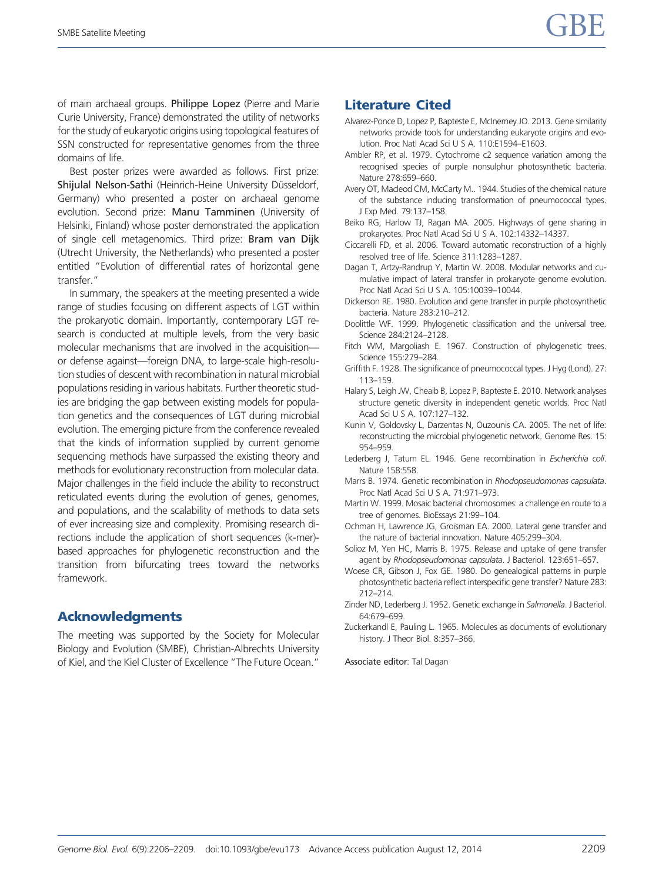of main archaeal groups. **Philippe Lopez** (Pierre and Marie Curie University, France) demonstrated the utility of networks for the study of eukaryotic origins using topological features of SSN constructed for representative genomes from the three domains of life.

Best poster prizes were awarded as follows. First prize: **Shijulal Nelson-Sathi** (Heinrich-Heine University Düsseldorf, Germany) who presented a poster on archaeal genome evolution. Second prize: **Manu Tamminen** (University of Helsinki, Finland) whose poster demonstrated the application of single cell metagenomics. Third prize: **Bram van Dijk** (Utrecht University, the Netherlands) who presented a poster entitled "Evolution of differential rates of horizontal gene transfer."

In summary, the speakers at the meeting presented a wide range of studies focusing on different aspects of LGT within the prokaryotic domain. Importantly, contemporary LGT research is conducted at multiple levels, from the very basic molecular mechanisms that are involved in the acquisition—or defense against—foreign DNA, to large-scale high-resolution studies of descent with recombination in natural microbial populations residing in various habitats. Further theoretic studies are bridging the gap between existing models for population genetics and the consequences of LGT during microbial evolution. The emerging picture from the conference revealed that the kinds of information supplied by current genome sequencing methods have surpassed the existing theory and methods for evolutionary reconstruction from molecular data. Major challenges in the field include the ability to reconstruct reticulated events during the evolution of genes, genomes, and populations, and the scalability of methods to data sets of ever increasing size and complexity. Promising research directions include the application of short sequences (k-mer)-based approaches for phylogenetic reconstruction and the transition from bifurcating trees toward the networks framework.

## Acknowledgments

The meeting was supported by the Society for Molecular Biology and Evolution (SMBE), Christian-Albrechts University of Kiel, and the Kiel Cluster of Excellence "The Future Ocean."

## Literature Cited

Alvarez-Ponce D, Lopez P, Bapteste E, McInerney JO. 2013. Gene similarity networks provide tools for understanding eukaryote origins and evolution. Proc Natl Acad Sci U S A. 110:E1594–E1603.

Ambler RP, et al. 1979. Cytochrome c2 sequence variation among the recognised species of purple nonsulphur photosynthetic bacteria. Nature 278:659–660.

Avery OT, Macleod CM, McCarty M.. 1944. Studies of the chemical nature of the substance inducing transformation of pneumococcal types. J Exp Med. 79:137–158.

Beiko RG, Harlow TJ, Ragan MA. 2005. Highways of gene sharing in prokaryotes. Proc Natl Acad Sci U S A. 102:14332–14337.

Ciccarelli FD, et al. 2006. Toward automatic reconstruction of a highly resolved tree of life. Science 311:1283–1287.

Dagan T, Artzy-Randrup Y, Martin W. 2008. Modular networks and cumulative impact of lateral transfer in prokaryote genome evolution. Proc Natl Acad Sci U S A. 105:10039–10044.

Dickerson RE. 1980. Evolution and gene transfer in purple photosynthetic bacteria. Nature 283:210–212.

Doolittle WF. 1999. Phylogenetic classification and the universal tree. Science 284:2124–2128.

Fitch WM, Margoliash E. 1967. Construction of phylogenetic trees. Science 155:279–284.

Griffith F. 1928. The significance of pneumococcal types. J Hyg (Lond). 27: 113–159.

Halary S, Leigh JW, Cheaib B, Lopez P, Bapteste E. 2010. Network analyses structure genetic diversity in independent genetic worlds. Proc Natl Acad Sci U S A. 107:127–132.

Kunin V, Goldovsky L, Darzentas N, Ouzounis CA. 2005. The net of life: reconstructing the microbial phylogenetic network. Genome Res. 15: 954–959.

Lederberg J, Tatum EL. 1946. Gene recombination in *Escherichia coli*. Nature 158:558.

Marrs B. 1974. Genetic recombination in *Rhodopseudomonas capsulata*. Proc Natl Acad Sci U S A. 71:971–973.

Martin W. 1999. Mosaic bacterial chromosomes: a challenge en route to a tree of genomes. BioEssays 21:99–104.

Ochman H, Lawrence JG, Groisman EA. 2000. Lateral gene transfer and the nature of bacterial innovation. Nature 405:299–304.

Solioz M, Yen HC, Marrs B. 1975. Release and uptake of gene transfer agent by *Rhodopseudomonas capsulata*. J Bacteriol. 123:651–657.

Woese CR, Gibson J, Fox GE. 1980. Do genealogical patterns in purple photosynthetic bacteria reflect interspecific gene transfer? Nature 283: 212–214.

Zinder ND, Lederberg J. 1952. Genetic exchange in *Salmonella*. J Bacteriol. 64:679–699.

Zuckerkandl E, Pauling L. 1965. Molecules as documents of evolutionary history. J Theor Biol. 8:357–366.

Associate editor: Tal Dagan